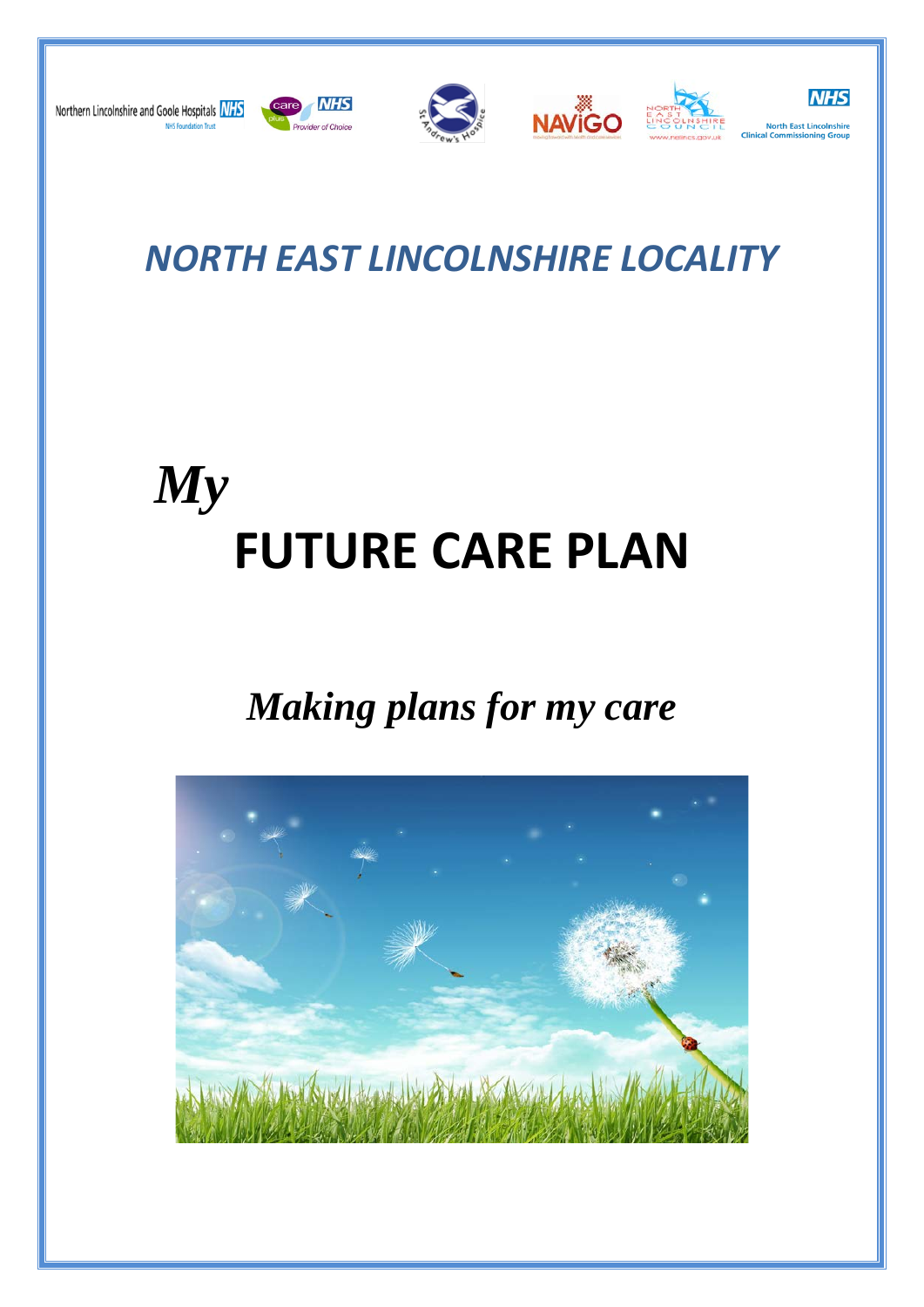Northern Lincolnshire and Goole Hospitals NHS Foundation Trust

care plus NHS Provider of Choice

St Andrew's Hospice

NAViGO

North East Lincolnshire Council www.nelincs.gov.uk

NHS North East Lincolnshire Clinical Commissioning Group

# *NORTH EAST LINCOLNSHIRE LOCALITY*

# *My* FUTURE CARE PLAN

## *Making plans for my care*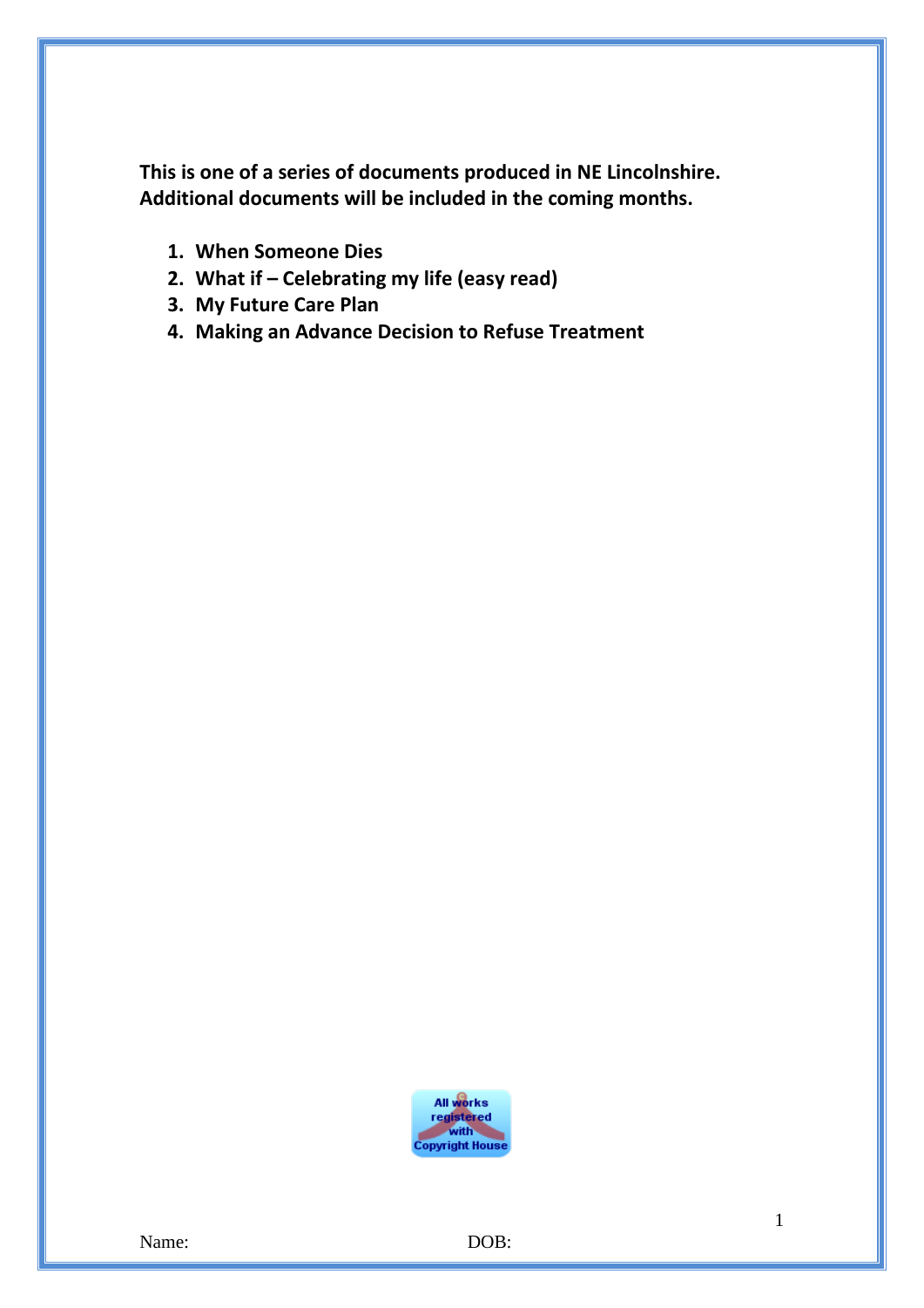**This is one of a series of documents produced in NE Lincolnshire. Additional documents will be included in the coming months.**

1. **When Someone Dies**
2. **What if – Celebrating my life (easy read)**
3. **My Future Care Plan**
4. **Making an Advance Decision to Refuse Treatment**

All works registered with Copyright House

Name: DOB: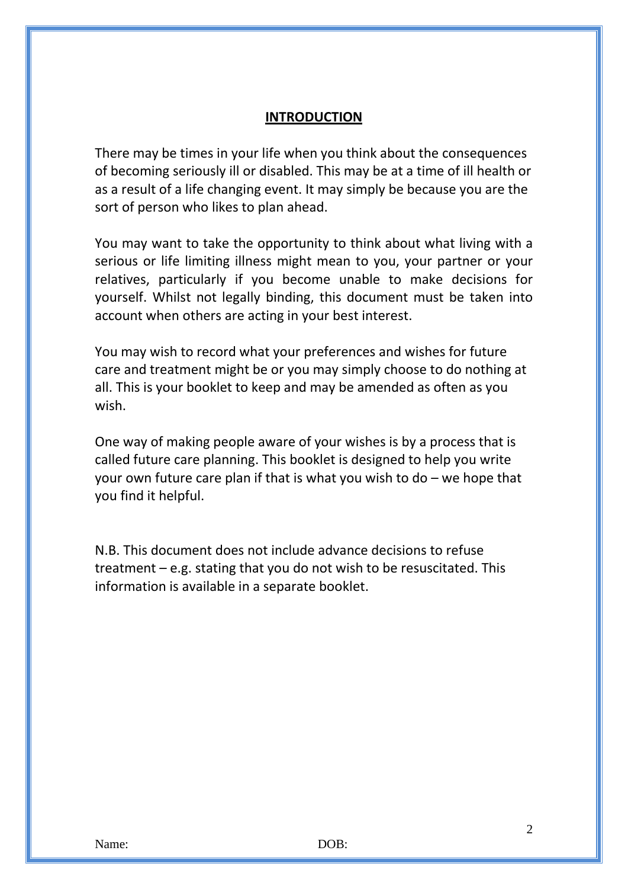## INTRODUCTION

There may be times in your life when you think about the consequences of becoming seriously ill or disabled. This may be at a time of ill health or as a result of a life changing event. It may simply be because you are the sort of person who likes to plan ahead.

You may want to take the opportunity to think about what living with a serious or life limiting illness might mean to you, your partner or your relatives, particularly if you become unable to make decisions for yourself. Whilst not legally binding, this document must be taken into account when others are acting in your best interest.

You may wish to record what your preferences and wishes for future care and treatment might be or you may simply choose to do nothing at all. This is your booklet to keep and may be amended as often as you wish.

One way of making people aware of your wishes is by a process that is called future care planning. This booklet is designed to help you write your own future care plan if that is what you wish to do – we hope that you find it helpful.

N.B. This document does not include advance decisions to refuse treatment – e.g. stating that you do not wish to be resuscitated. This information is available in a separate booklet.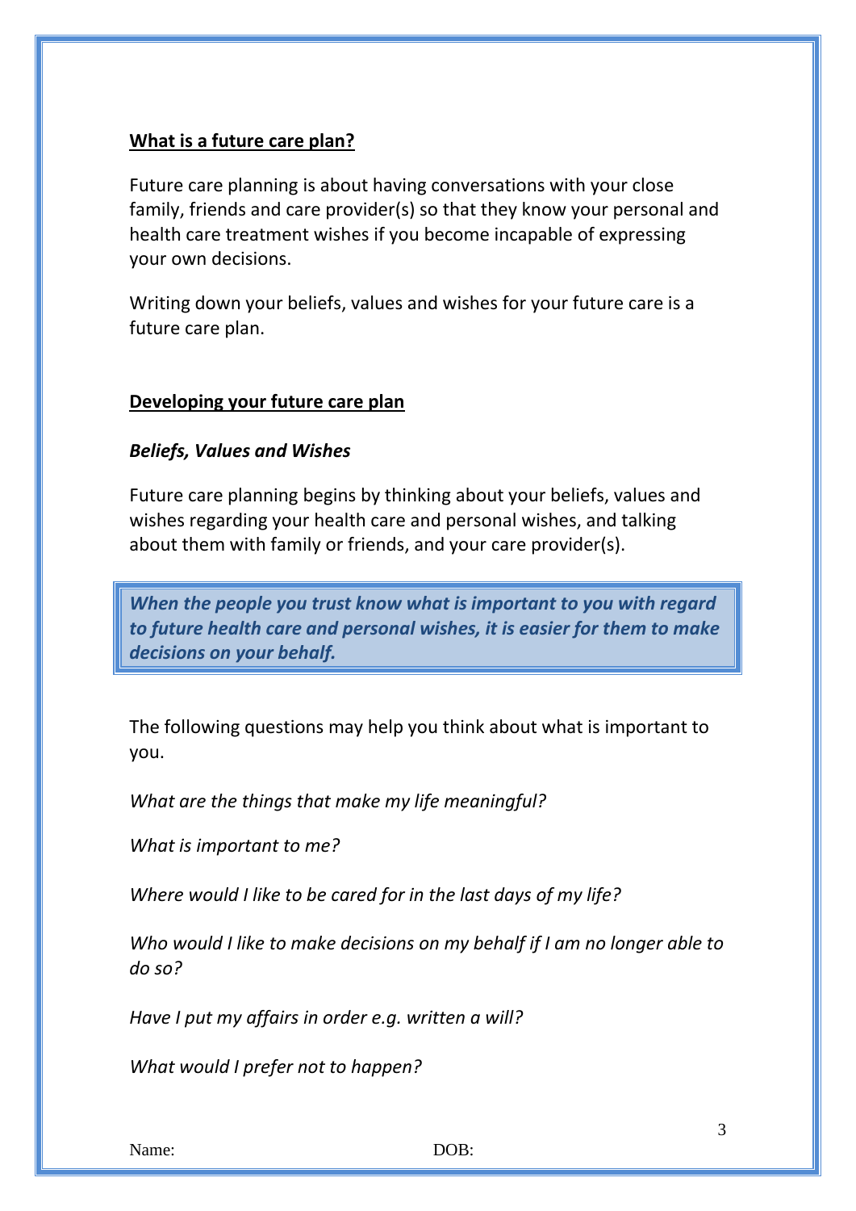## What is a future care plan?

Future care planning is about having conversations with your close family, friends and care provider(s) so that they know your personal and health care treatment wishes if you become incapable of expressing your own decisions.

Writing down your beliefs, values and wishes for your future care is a future care plan.

## Developing your future care plan

### *Beliefs, Values and Wishes*

Future care planning begins by thinking about your beliefs, values and wishes regarding your health care and personal wishes, and talking about them with family or friends, and your care provider(s).

> ***When the people you trust know what is important to you with regard to future health care and personal wishes, it is easier for them to make decisions on your behalf.***

The following questions may help you think about what is important to you.

*What are the things that make my life meaningful?*

*What is important to me?*

*Where would I like to be cared for in the last days of my life?*

*Who would I like to make decisions on my behalf if I am no longer able to do so?*

*Have I put my affairs in order e.g. written a will?*

*What would I prefer not to happen?*

Name: DOB: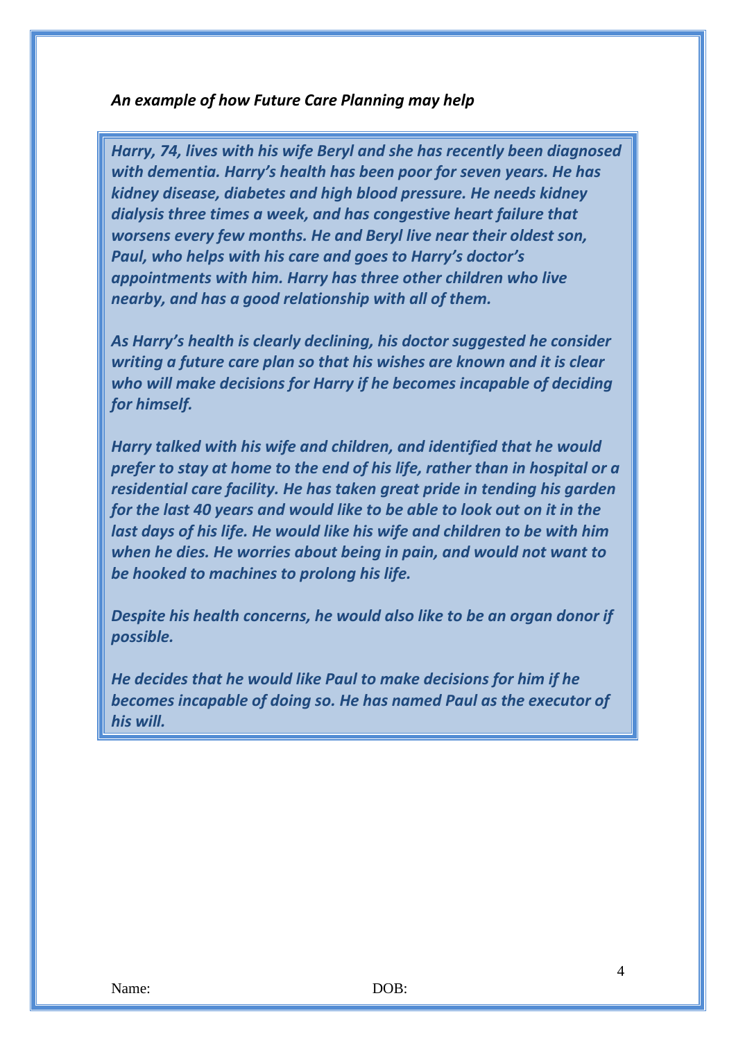*An example of how Future Care Planning may help*

***Harry, 74, lives with his wife Beryl and she has recently been diagnosed with dementia. Harry's health has been poor for seven years. He has kidney disease, diabetes and high blood pressure. He needs kidney dialysis three times a week, and has congestive heart failure that worsens every few months. He and Beryl live near their oldest son, Paul, who helps with his care and goes to Harry's doctor's appointments with him. Harry has three other children who live nearby, and has a good relationship with all of them.***

***As Harry's health is clearly declining, his doctor suggested he consider writing a future care plan so that his wishes are known and it is clear who will make decisions for Harry if he becomes incapable of deciding for himself.***

***Harry talked with his wife and children, and identified that he would prefer to stay at home to the end of his life, rather than in hospital or a residential care facility. He has taken great pride in tending his garden for the last 40 years and would like to be able to look out on it in the last days of his life. He would like his wife and children to be with him when he dies. He worries about being in pain, and would not want to be hooked to machines to prolong his life.***

***Despite his health concerns, he would also like to be an organ donor if possible.***

***He decides that he would like Paul to make decisions for him if he becomes incapable of doing so. He has named Paul as the executor of his will.***

Name: DOB: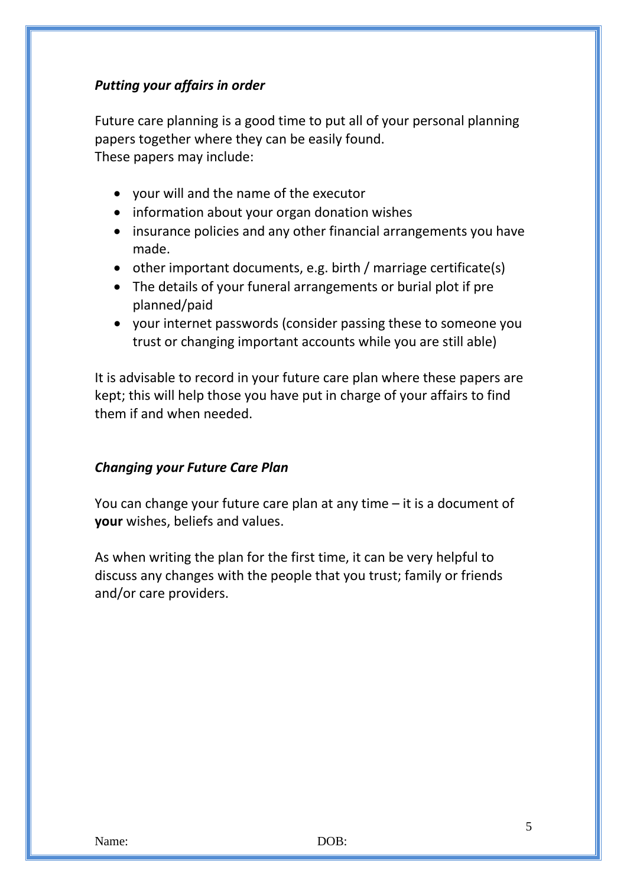***Putting your affairs in order***

Future care planning is a good time to put all of your personal planning papers together where they can be easily found.
These papers may include:

- your will and the name of the executor
- information about your organ donation wishes
- insurance policies and any other financial arrangements you have made.
- other important documents, e.g. birth / marriage certificate(s)
- The details of your funeral arrangements or burial plot if pre planned/paid
- your internet passwords (consider passing these to someone you trust or changing important accounts while you are still able)

It is advisable to record in your future care plan where these papers are kept; this will help those you have put in charge of your affairs to find them if and when needed.

***Changing your Future Care Plan***

You can change your future care plan at any time – it is a document of **your** wishes, beliefs and values.

As when writing the plan for the first time, it can be very helpful to discuss any changes with the people that you trust; family or friends and/or care providers.

Name: DOB: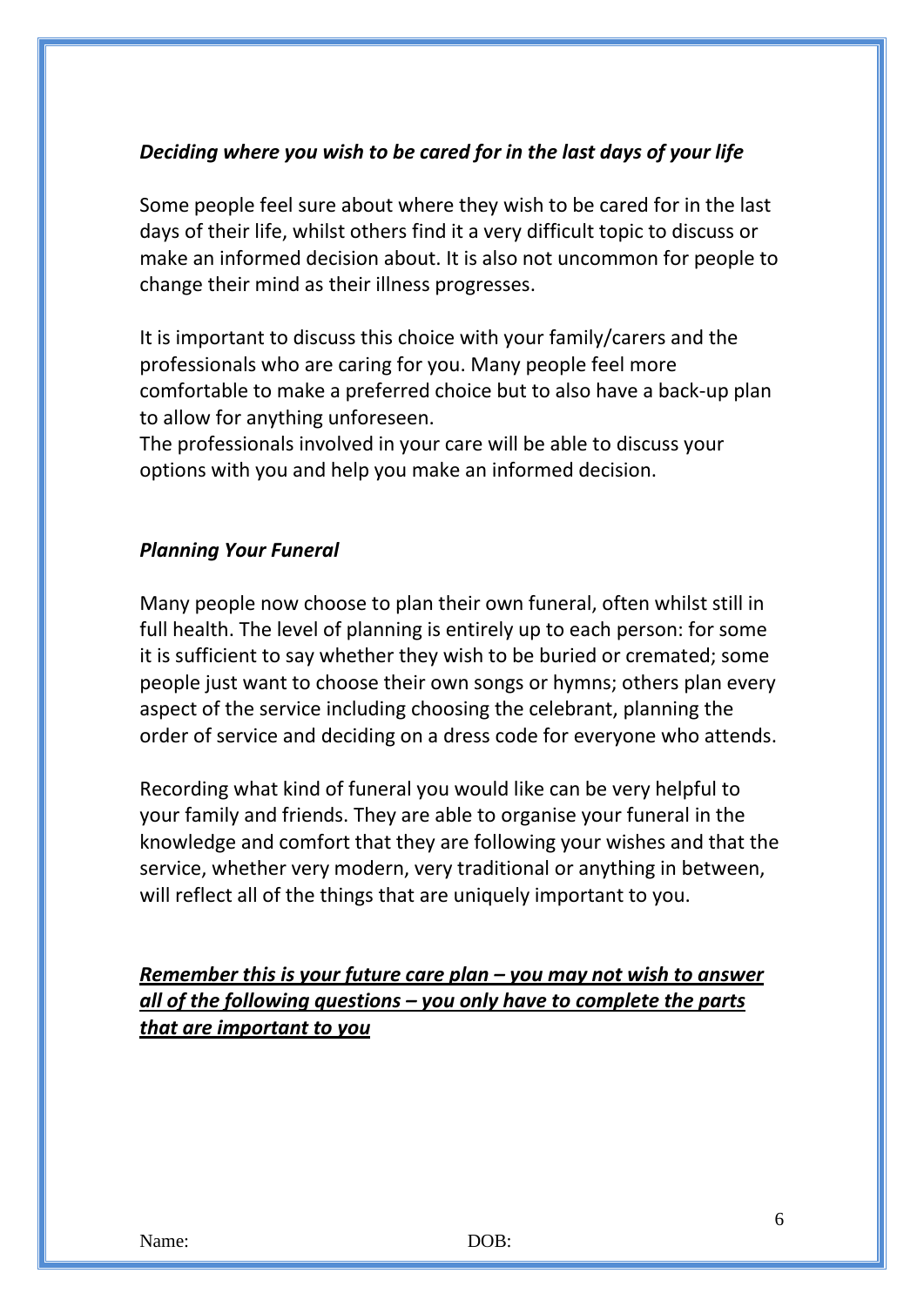*Deciding where you wish to be cared for in the last days of your life*

Some people feel sure about where they wish to be cared for in the last days of their life, whilst others find it a very difficult topic to discuss or make an informed decision about. It is also not uncommon for people to change their mind as their illness progresses.

It is important to discuss this choice with your family/carers and the professionals who are caring for you. Many people feel more comfortable to make a preferred choice but to also have a back-up plan to allow for anything unforeseen.
The professionals involved in your care will be able to discuss your options with you and help you make an informed decision.

*Planning Your Funeral*

Many people now choose to plan their own funeral, often whilst still in full health. The level of planning is entirely up to each person: for some it is sufficient to say whether they wish to be buried or cremated; some people just want to choose their own songs or hymns; others plan every aspect of the service including choosing the celebrant, planning the order of service and deciding on a dress code for everyone who attends.

Recording what kind of funeral you would like can be very helpful to your family and friends. They are able to organise your funeral in the knowledge and comfort that they are following your wishes and that the service, whether very modern, very traditional or anything in between, will reflect all of the things that are uniquely important to you.

***<u>Remember this is your future care plan – you may not wish to answer all of the following questions – you only have to complete the parts that are important to you</u>***

Name: DOB: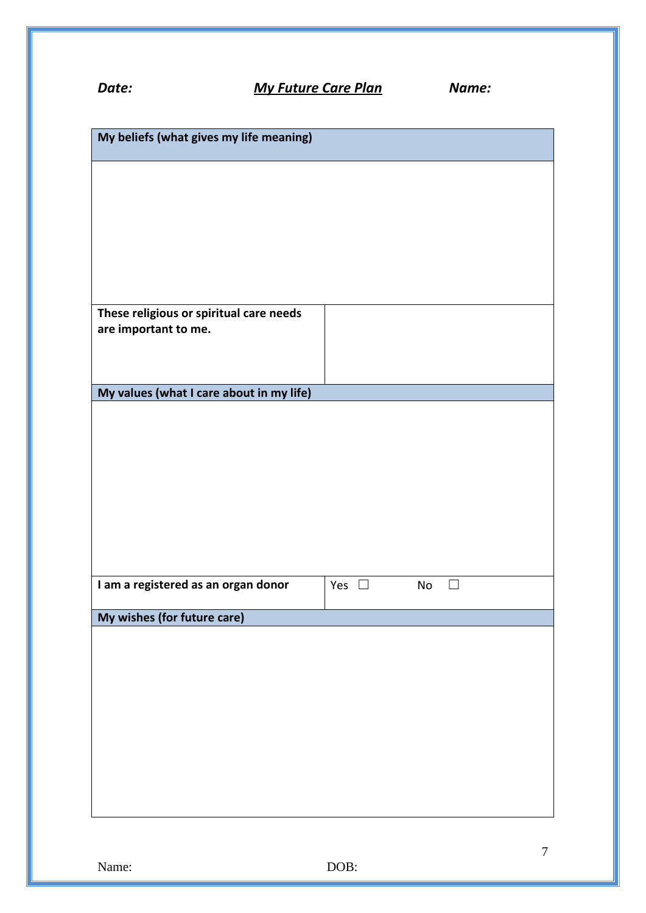**Date:** **My Future Care Plan** **Name:**

| My beliefs (what gives my life meaning) | |
|---|---|
| | |
| These religious or spiritual care needs are important to me. | |
| **My values (what I care about in my life)** | |
| | |
| I am a registered as an organ donor | Yes ☐ No ☐ |
| **My wishes (for future care)** | |
| | |

Name: DOB: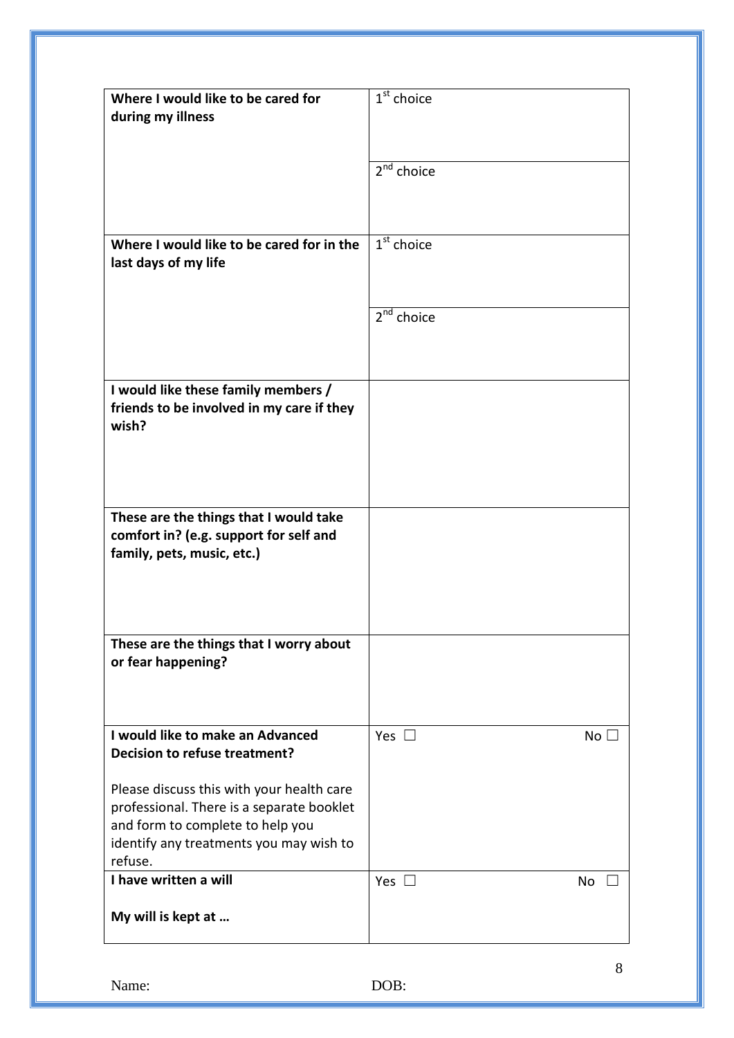| | |
|---|---|
| **Where I would like to be cared for during my illness** | 1st choice |
| | 2nd choice |
| **Where I would like to be cared for in the last days of my life** | 1st choice |
| | 2nd choice |
| **I would like these family members / friends to be involved in my care if they wish?** | |
| **These are the things that I would take comfort in? (e.g. support for self and family, pets, music, etc.)** | |
| **These are the things that I worry about or fear happening?** | |
| **I would like to make an Advanced Decision to refuse treatment?**<br><br>Please discuss this with your health care professional. There is a separate booklet and form to complete to help you identify any treatments you may wish to refuse. | Yes ☐ No ☐ |
| **I have written a will**<br><br>**My will is kept at …** | Yes ☐ No ☐ |

Name: DOB: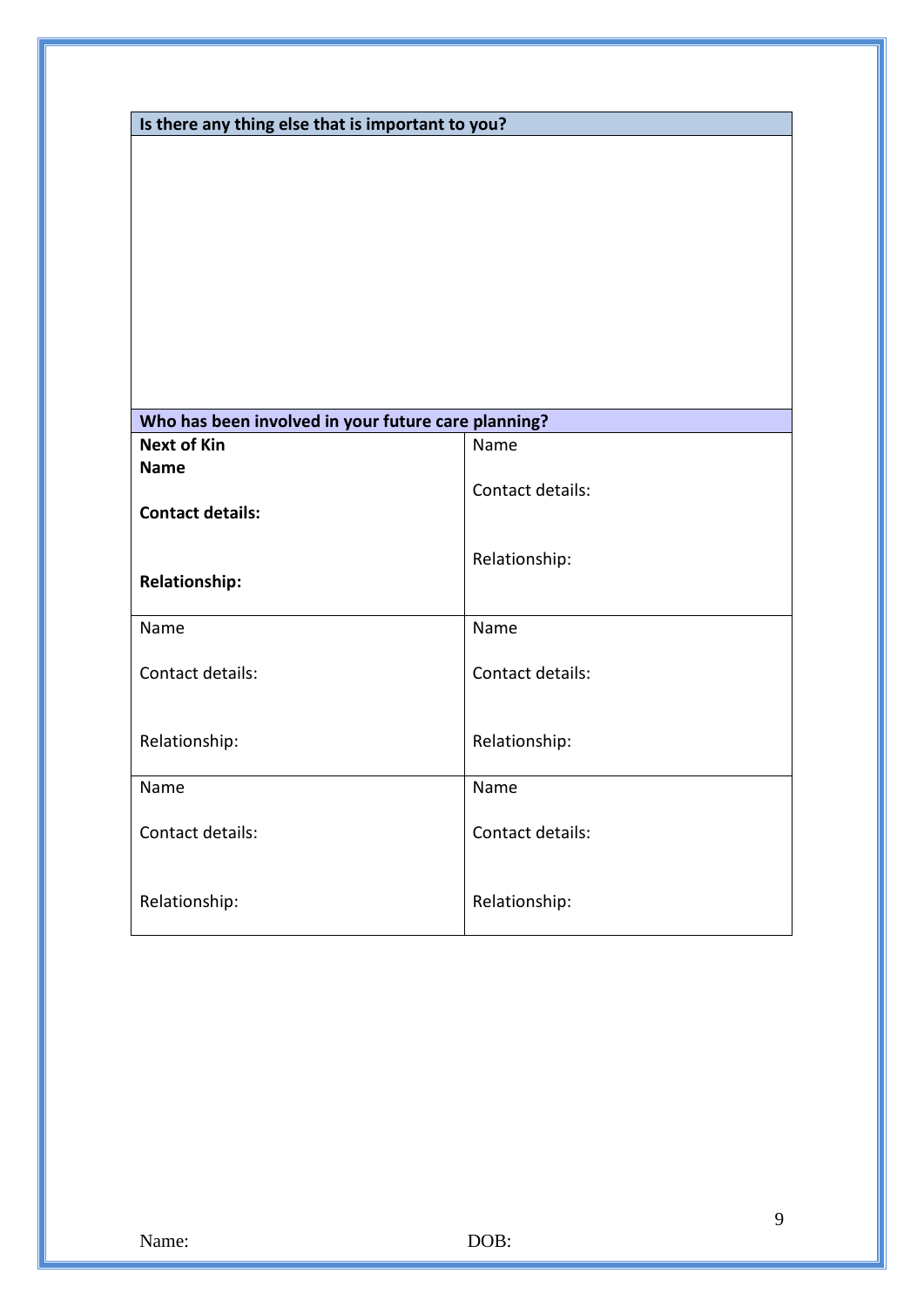| Is there any thing else that is important to you? | |
|---|---|
| | |
| **Who has been involved in your future care planning?** | |
| **Next of Kin**<br>**Name**<br><br>**Contact details:**<br><br>**Relationship:** | Name<br><br>Contact details:<br><br>Relationship: |
| Name<br><br>Contact details:<br><br>Relationship: | Name<br><br>Contact details:<br><br>Relationship: |
| Name<br><br>Contact details:<br><br>Relationship: | Name<br><br>Contact details:<br><br>Relationship: |

Name: DOB: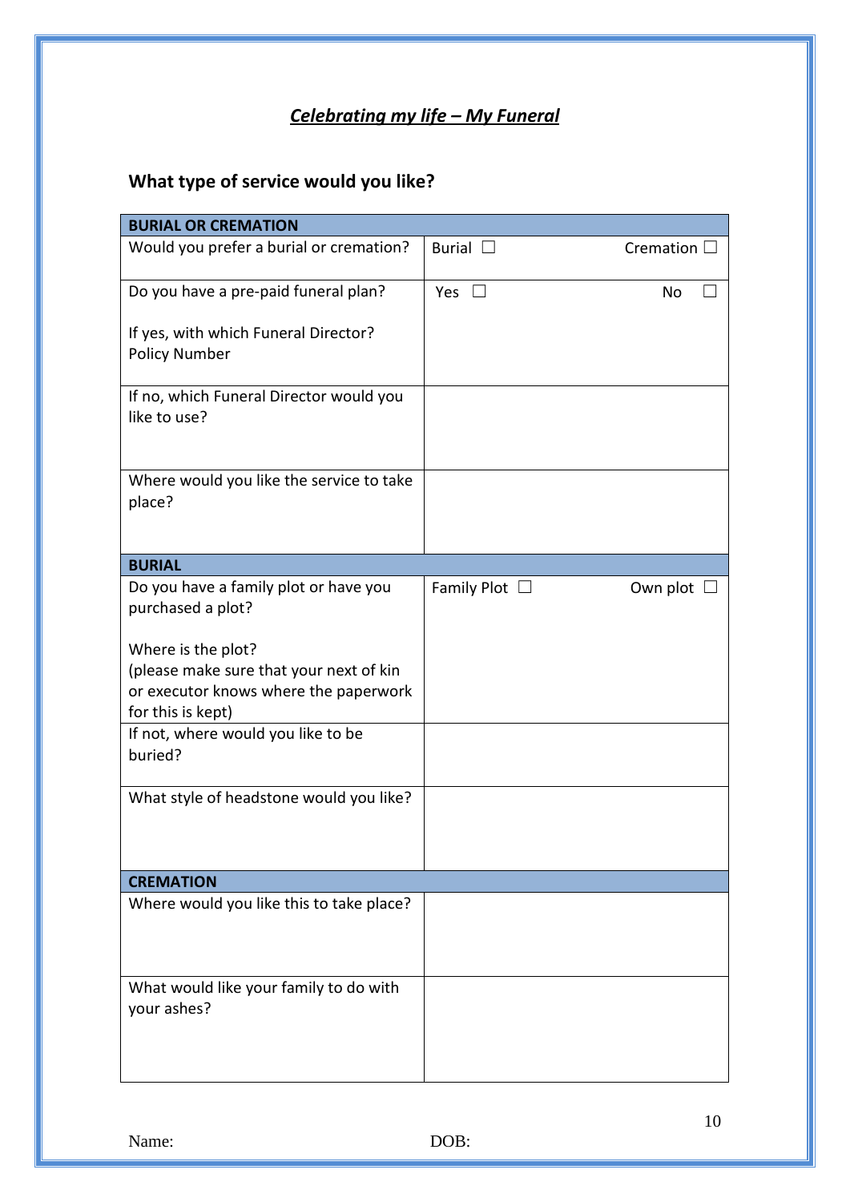# ***Celebrating my life – My Funeral***

## What type of service would you like?

| **BURIAL OR CREMATION** | |
|---|---|
| Would you prefer a burial or cremation? | Burial ☐ Cremation ☐ |
| Do you have a pre-paid funeral plan?<br><br>If yes, with which Funeral Director?<br>Policy Number | Yes ☐ No ☐ |
| If no, which Funeral Director would you like to use? | |
| Where would you like the service to take place? | |
| **BURIAL** | |
| Do you have a family plot or have you purchased a plot?<br><br>Where is the plot?<br>(please make sure that your next of kin or executor knows where the paperwork for this is kept) | Family Plot ☐ Own plot ☐ |
| If not, where would you like to be buried? | |
| What style of headstone would you like? | |
| **CREMATION** | |
| Where would you like this to take place? | |
| What would like your family to do with your ashes? | |

Name: DOB: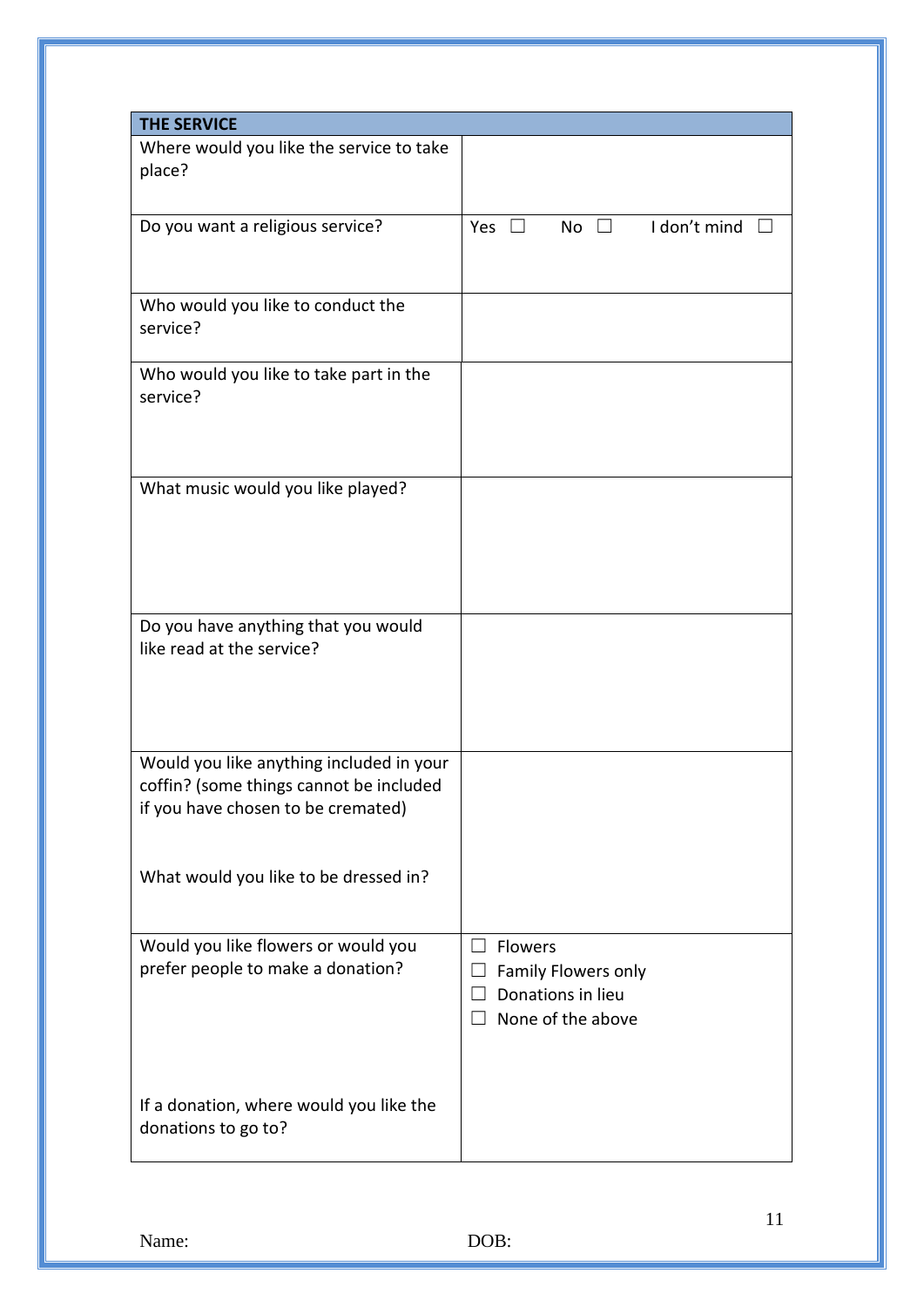| THE SERVICE | |
|---|---|
| Where would you like the service to take place? | |
| Do you want a religious service? | Yes ☐ No ☐ I don't mind ☐ |
| Who would you like to conduct the service? | |
| Who would you like to take part in the service? | |
| What music would you like played? | |
| Do you have anything that you would like read at the service? | |
| Would you like anything included in your coffin? (some things cannot be included if you have chosen to be cremated)<br><br>What would you like to be dressed in? | |
| Would you like flowers or would you prefer people to make a donation?<br><br>If a donation, where would you like the donations to go to? | ☐ Flowers<br>☐ Family Flowers only<br>☐ Donations in lieu<br>☐ None of the above |

Name: DOB: